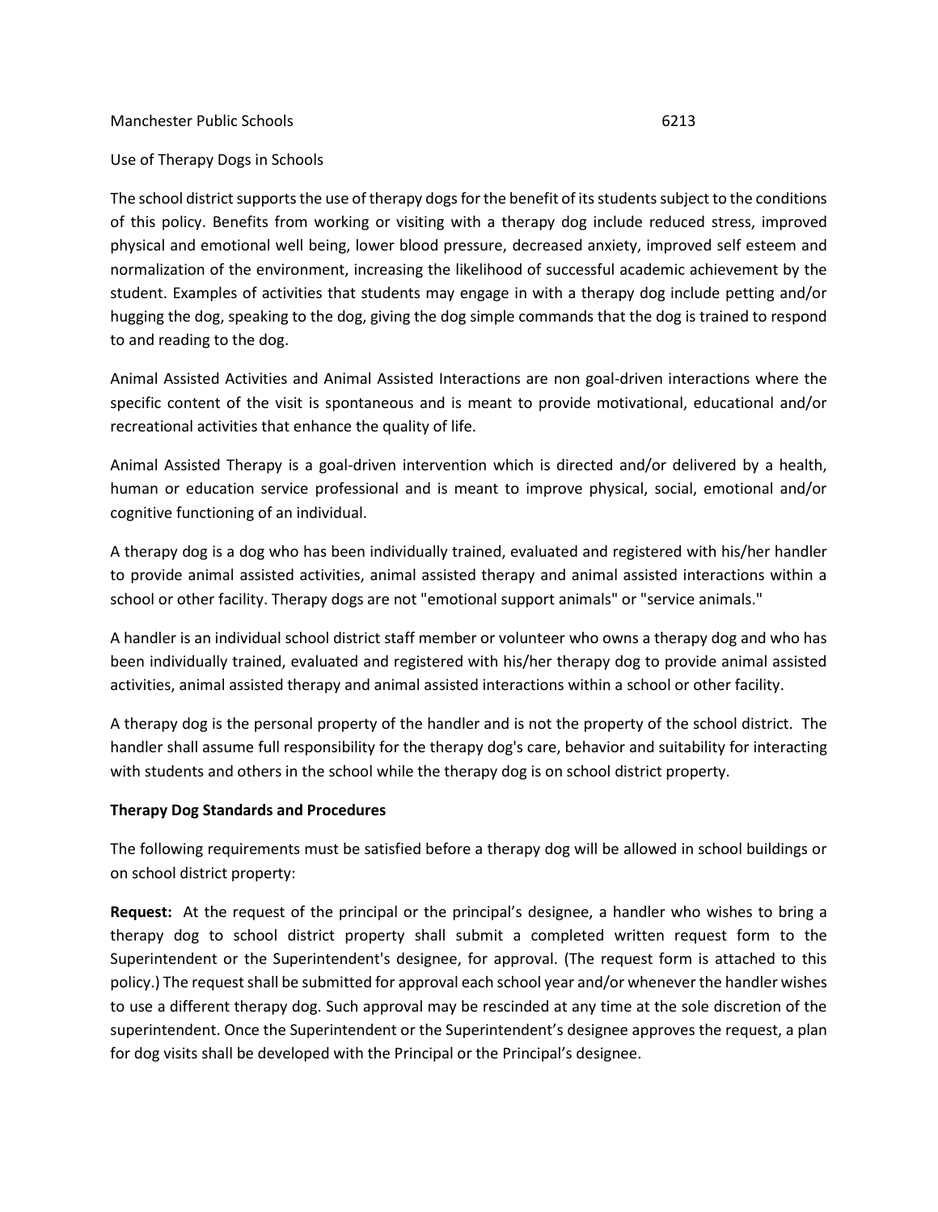Manchester Public Schools 6213

Use of Therapy Dogs in Schools

The school district supports the use of therapy dogs for the benefit of its students subject to the conditions of this policy. Benefits from working or visiting with a therapy dog include reduced stress, improved physical and emotional well being, lower blood pressure, decreased anxiety, improved self esteem and normalization of the environment, increasing the likelihood of successful academic achievement by the student. Examples of activities that students may engage in with a therapy dog include petting and/or hugging the dog, speaking to the dog, giving the dog simple commands that the dog is trained to respond to and reading to the dog.

Animal Assisted Activities and Animal Assisted Interactions are non goal-driven interactions where the specific content of the visit is spontaneous and is meant to provide motivational, educational and/or recreational activities that enhance the quality of life.

Animal Assisted Therapy is a goal-driven intervention which is directed and/or delivered by a health, human or education service professional and is meant to improve physical, social, emotional and/or cognitive functioning of an individual.

A therapy dog is a dog who has been individually trained, evaluated and registered with his/her handler to provide animal assisted activities, animal assisted therapy and animal assisted interactions within a school or other facility. Therapy dogs are not "emotional support animals" or "service animals."

A handler is an individual school district staff member or volunteer who owns a therapy dog and who has been individually trained, evaluated and registered with his/her therapy dog to provide animal assisted activities, animal assisted therapy and animal assisted interactions within a school or other facility.

A therapy dog is the personal property of the handler and is not the property of the school district. The handler shall assume full responsibility for the therapy dog's care, behavior and suitability for interacting with students and others in the school while the therapy dog is on school district property.

**Therapy Dog Standards and Procedures**

The following requirements must be satisfied before a therapy dog will be allowed in school buildings or on school district property:

**Request:** At the request of the principal or the principal's designee, a handler who wishes to bring a therapy dog to school district property shall submit a completed written request form to the Superintendent or the Superintendent's designee, for approval. (The request form is attached to this policy.) The request shall be submitted for approval each school year and/or whenever the handler wishes to use a different therapy dog. Such approval may be rescinded at any time at the sole discretion of the superintendent. Once the Superintendent or the Superintendent's designee approves the request, a plan for dog visits shall be developed with the Principal or the Principal's designee.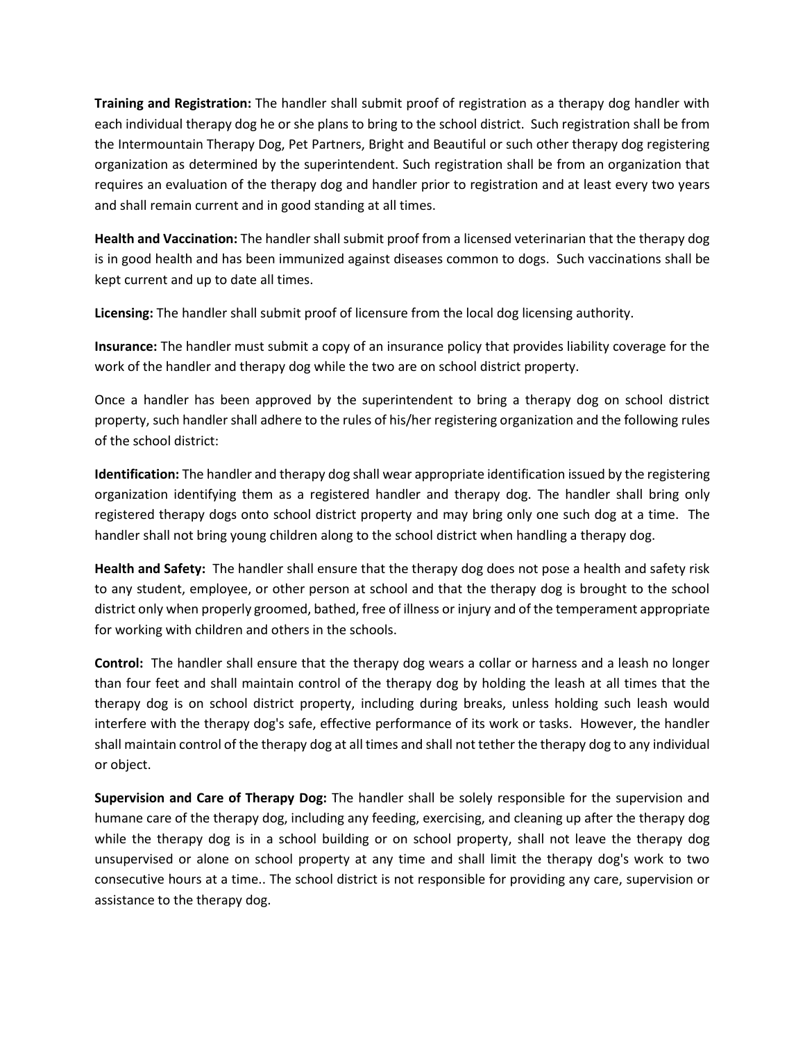**Training and Registration:** The handler shall submit proof of registration as a therapy dog handler with each individual therapy dog he or she plans to bring to the school district. Such registration shall be from the Intermountain Therapy Dog, Pet Partners, Bright and Beautiful or such other therapy dog registering organization as determined by the superintendent. Such registration shall be from an organization that requires an evaluation of the therapy dog and handler prior to registration and at least every two years and shall remain current and in good standing at all times.

**Health and Vaccination:** The handler shall submit proof from a licensed veterinarian that the therapy dog is in good health and has been immunized against diseases common to dogs. Such vaccinations shall be kept current and up to date all times.

**Licensing:** The handler shall submit proof of licensure from the local dog licensing authority.

**Insurance:** The handler must submit a copy of an insurance policy that provides liability coverage for the work of the handler and therapy dog while the two are on school district property.

Once a handler has been approved by the superintendent to bring a therapy dog on school district property, such handler shall adhere to the rules of his/her registering organization and the following rules of the school district:

**Identification:** The handler and therapy dog shall wear appropriate identification issued by the registering organization identifying them as a registered handler and therapy dog. The handler shall bring only registered therapy dogs onto school district property and may bring only one such dog at a time. The handler shall not bring young children along to the school district when handling a therapy dog.

**Health and Safety:** The handler shall ensure that the therapy dog does not pose a health and safety risk to any student, employee, or other person at school and that the therapy dog is brought to the school district only when properly groomed, bathed, free of illness or injury and of the temperament appropriate for working with children and others in the schools.

**Control:** The handler shall ensure that the therapy dog wears a collar or harness and a leash no longer than four feet and shall maintain control of the therapy dog by holding the leash at all times that the therapy dog is on school district property, including during breaks, unless holding such leash would interfere with the therapy dog's safe, effective performance of its work or tasks. However, the handler shall maintain control of the therapy dog at all times and shall not tether the therapy dog to any individual or object.

**Supervision and Care of Therapy Dog:** The handler shall be solely responsible for the supervision and humane care of the therapy dog, including any feeding, exercising, and cleaning up after the therapy dog while the therapy dog is in a school building or on school property, shall not leave the therapy dog unsupervised or alone on school property at any time and shall limit the therapy dog's work to two consecutive hours at a time.. The school district is not responsible for providing any care, supervision or assistance to the therapy dog.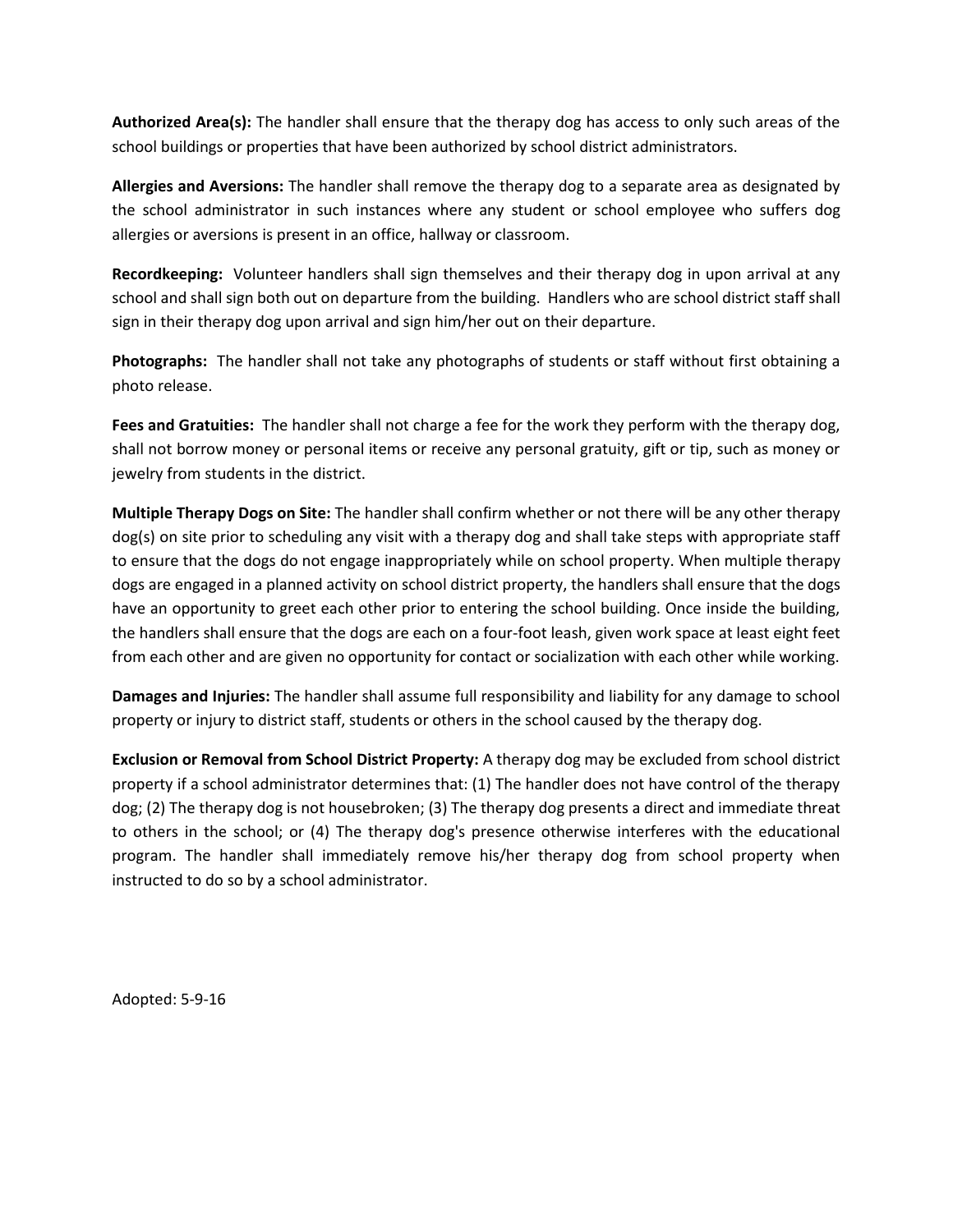**Authorized Area(s):** The handler shall ensure that the therapy dog has access to only such areas of the school buildings or properties that have been authorized by school district administrators.

**Allergies and Aversions:** The handler shall remove the therapy dog to a separate area as designated by the school administrator in such instances where any student or school employee who suffers dog allergies or aversions is present in an office, hallway or classroom.

**Recordkeeping:** Volunteer handlers shall sign themselves and their therapy dog in upon arrival at any school and shall sign both out on departure from the building. Handlers who are school district staff shall sign in their therapy dog upon arrival and sign him/her out on their departure.

**Photographs:** The handler shall not take any photographs of students or staff without first obtaining a photo release.

**Fees and Gratuities:** The handler shall not charge a fee for the work they perform with the therapy dog, shall not borrow money or personal items or receive any personal gratuity, gift or tip, such as money or jewelry from students in the district.

**Multiple Therapy Dogs on Site:** The handler shall confirm whether or not there will be any other therapy dog(s) on site prior to scheduling any visit with a therapy dog and shall take steps with appropriate staff to ensure that the dogs do not engage inappropriately while on school property. When multiple therapy dogs are engaged in a planned activity on school district property, the handlers shall ensure that the dogs have an opportunity to greet each other prior to entering the school building. Once inside the building, the handlers shall ensure that the dogs are each on a four-foot leash, given work space at least eight feet from each other and are given no opportunity for contact or socialization with each other while working.

**Damages and Injuries:** The handler shall assume full responsibility and liability for any damage to school property or injury to district staff, students or others in the school caused by the therapy dog.

**Exclusion or Removal from School District Property:** A therapy dog may be excluded from school district property if a school administrator determines that: (1) The handler does not have control of the therapy dog; (2) The therapy dog is not housebroken; (3) The therapy dog presents a direct and immediate threat to others in the school; or (4) The therapy dog's presence otherwise interferes with the educational program. The handler shall immediately remove his/her therapy dog from school property when instructed to do so by a school administrator.

Adopted: 5-9-16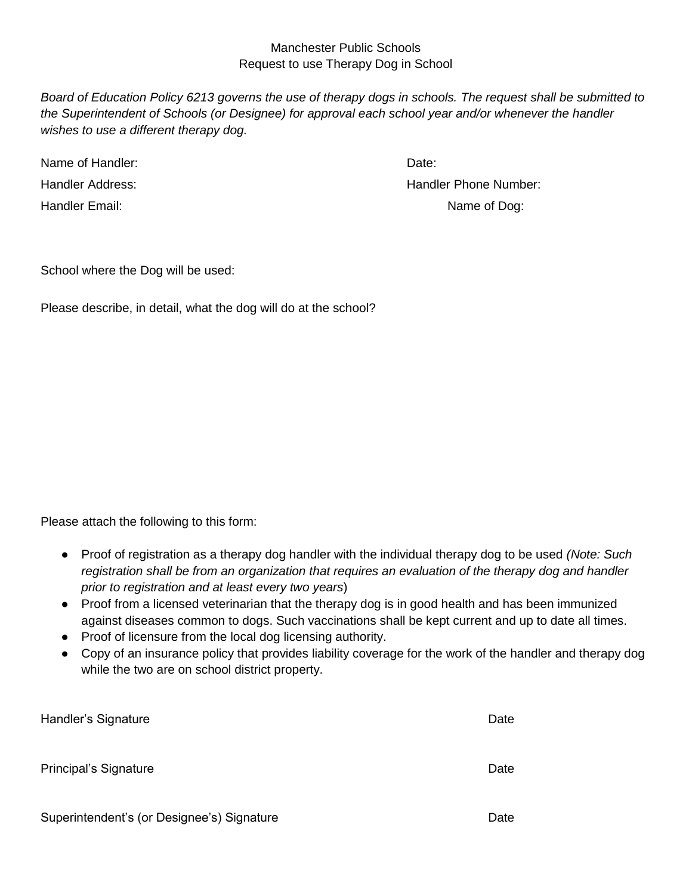Manchester Public Schools
Request to use Therapy Dog in School

*Board of Education Policy 6213 governs the use of therapy dogs in schools. The request shall be submitted to the Superintendent of Schools (or Designee) for approval each school year and/or whenever the handler wishes to use a different therapy dog.*

Name of Handler: Date:

Handler Address: Handler Phone Number:

Handler Email: Name of Dog:

School where the Dog will be used:

Please describe, in detail, what the dog will do at the school?

Please attach the following to this form:

- Proof of registration as a therapy dog handler with the individual therapy dog to be used *(Note: Such registration shall be from an organization that requires an evaluation of the therapy dog and handler prior to registration and at least every two years*)
- Proof from a licensed veterinarian that the therapy dog is in good health and has been immunized against diseases common to dogs. Such vaccinations shall be kept current and up to date all times.
- Proof of licensure from the local dog licensing authority.
- Copy of an insurance policy that provides liability coverage for the work of the handler and therapy dog while the two are on school district property.

Handler's Signature Date

Principal's Signature Date

Superintendent's (or Designee's) Signature Date